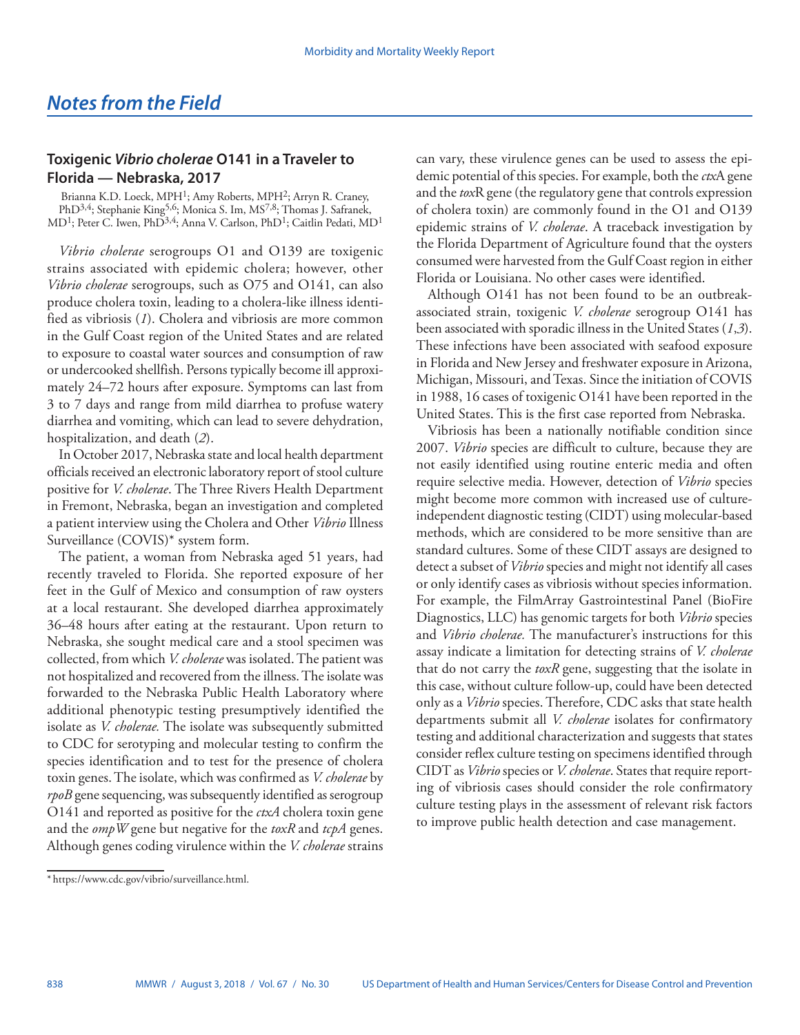## Notes from the Field

### Toxigenic *Vibrio cholerae* O141 in a Traveler to Florida — Nebraska, 2017

Brianna K.D. Loeck, MPH[1]; Amy Roberts, MPH[2]; Arryn R. Craney, PhD[3,4]; Stephanie King[5,6]; Monica S. Im, MS[7,8]; Thomas J. Safranek, MD[1]; Peter C. Iwen, PhD[3,4]; Anna V. Carlson, PhD[1]; Caitlin Pedati, MD[1]

*Vibrio cholerae* serogroups O1 and O139 are toxigenic strains associated with epidemic cholera; however, other *Vibrio cholerae* serogroups, such as O75 and O141, can also produce cholera toxin, leading to a cholera-like illness identified as vibriosis (*1*). Cholera and vibriosis are more common in the Gulf Coast region of the United States and are related to exposure to coastal water sources and consumption of raw or undercooked shellfish. Persons typically become ill approximately 24–72 hours after exposure. Symptoms can last from 3 to 7 days and range from mild diarrhea to profuse watery diarrhea and vomiting, which can lead to severe dehydration, hospitalization, and death (*2*).

In October 2017, Nebraska state and local health department officials received an electronic laboratory report of stool culture positive for *V. cholerae*. The Three Rivers Health Department in Fremont, Nebraska, began an investigation and completed a patient interview using the Cholera and Other *Vibrio* Illness Surveillance (COVIS)* system form.

The patient, a woman from Nebraska aged 51 years, had recently traveled to Florida. She reported exposure of her feet in the Gulf of Mexico and consumption of raw oysters at a local restaurant. She developed diarrhea approximately 36–48 hours after eating at the restaurant. Upon return to Nebraska, she sought medical care and a stool specimen was collected, from which *V. cholerae* was isolated. The patient was not hospitalized and recovered from the illness. The isolate was forwarded to the Nebraska Public Health Laboratory where additional phenotypic testing presumptively identified the isolate as *V. cholerae.* The isolate was subsequently submitted to CDC for serotyping and molecular testing to confirm the species identification and to test for the presence of cholera toxin genes. The isolate, which was confirmed as *V. cholerae* by *rpoB* gene sequencing, was subsequently identified as serogroup O141 and reported as positive for the *ctxA* cholera toxin gene and the *ompW* gene but negative for the *toxR* and *tcpA* genes. Although genes coding virulence within the *V. cholerae* strains can vary, these virulence genes can be used to assess the epidemic potential of this species. For example, both the *ctx*A gene and the *tox*R gene (the regulatory gene that controls expression of cholera toxin) are commonly found in the O1 and O139 epidemic strains of *V. cholerae*. A traceback investigation by the Florida Department of Agriculture found that the oysters consumed were harvested from the Gulf Coast region in either Florida or Louisiana. No other cases were identified.

Although O141 has not been found to be an outbreak-associated strain, toxigenic *V. cholerae* serogroup O141 has been associated with sporadic illness in the United States (*1*,*3*). These infections have been associated with seafood exposure in Florida and New Jersey and freshwater exposure in Arizona, Michigan, Missouri, and Texas. Since the initiation of COVIS in 1988, 16 cases of toxigenic O141 have been reported in the United States. This is the first case reported from Nebraska.

Vibriosis has been a nationally notifiable condition since 2007. *Vibrio* species are difficult to culture, because they are not easily identified using routine enteric media and often require selective media. However, detection of *Vibrio* species might become more common with increased use of culture-independent diagnostic testing (CIDT) using molecular-based methods, which are considered to be more sensitive than are standard cultures. Some of these CIDT assays are designed to detect a subset of *Vibrio* species and might not identify all cases or only identify cases as vibriosis without species information. For example, the FilmArray Gastrointestinal Panel (BioFire Diagnostics, LLC) has genomic targets for both *Vibrio* species and *Vibrio cholerae.* The manufacturer's instructions for this assay indicate a limitation for detecting strains of *V. cholerae* that do not carry the *toxR* gene, suggesting that the isolate in this case, without culture follow-up, could have been detected only as a *Vibrio* species. Therefore, CDC asks that state health departments submit all *V. cholerae* isolates for confirmatory testing and additional characterization and suggests that states consider reflex culture testing on specimens identified through CIDT as *Vibrio* species or *V. cholerae*. States that require reporting of vibriosis cases should consider the role confirmatory culture testing plays in the assessment of relevant risk factors to improve public health detection and case management.

* https://www.cdc.gov/vibrio/surveillance.html.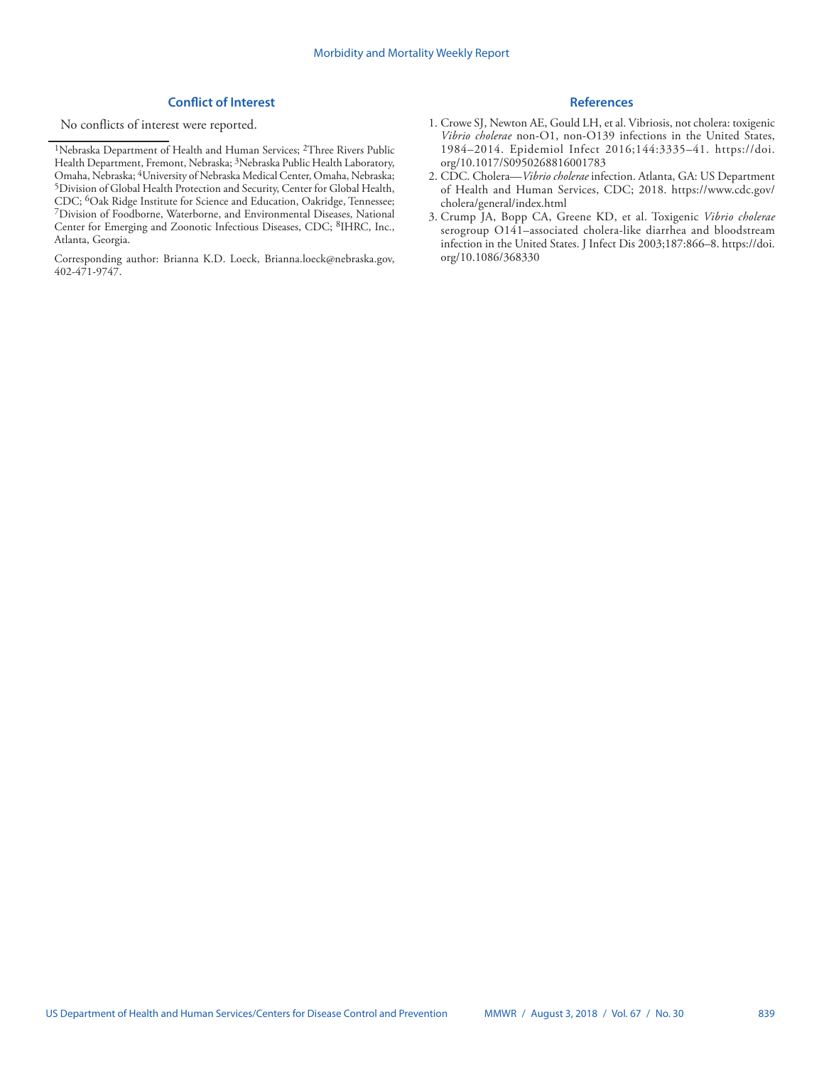## Conflict of Interest

No conflicts of interest were reported.

---

[1]Nebraska Department of Health and Human Services; [2]Three Rivers Public Health Department, Fremont, Nebraska; [3]Nebraska Public Health Laboratory, Omaha, Nebraska; [4]University of Nebraska Medical Center, Omaha, Nebraska; [5]Division of Global Health Protection and Security, Center for Global Health, CDC; [6]Oak Ridge Institute for Science and Education, Oakridge, Tennessee; [7]Division of Foodborne, Waterborne, and Environmental Diseases, National Center for Emerging and Zoonotic Infectious Diseases, CDC; [8]IHRC, Inc., Atlanta, Georgia.

Corresponding author: Brianna K.D. Loeck, Brianna.loeck@nebraska.gov, 402-471-9747.

## References

1. Crowe SJ, Newton AE, Gould LH, et al. Vibriosis, not cholera: toxigenic *Vibrio cholerae* non-O1, non-O139 infections in the United States, 1984–2014. Epidemiol Infect 2016;144:3335–41. https://doi.org/10.1017/S0950268816001783
2. CDC. Cholera—*Vibrio cholerae* infection. Atlanta, GA: US Department of Health and Human Services, CDC; 2018. https://www.cdc.gov/cholera/general/index.html
3. Crump JA, Bopp CA, Greene KD, et al. Toxigenic *Vibrio cholerae* serogroup O141–associated cholera-like diarrhea and bloodstream infection in the United States. J Infect Dis 2003;187:866–8. https://doi.org/10.1086/368330